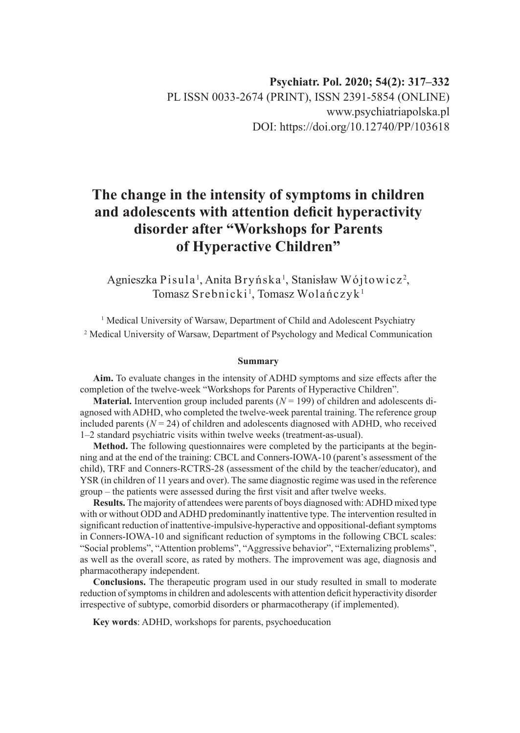Psychiatr. Pol. 2020; 54(2): 317–332
PL ISSN 0033-2674 (PRINT), ISSN 2391-5854 (ONLINE)
www.psychiatriapolska.pl
DOI: https://doi.org/10.12740/PP/103618

# The change in the intensity of symptoms in children and adolescents with attention deficit hyperactivity disorder after "Workshops for Parents of Hyperactive Children"

Agnieszka Pisula[1], Anita Bryńska[1], Stanisław Wójtowicz[2], Tomasz Srebnicki[1], Tomasz Wolańczyk[1]

[1] Medical University of Warsaw, Department of Child and Adolescent Psychiatry
[2] Medical University of Warsaw, Department of Psychology and Medical Communication

### Summary

**Aim.** To evaluate changes in the intensity of ADHD symptoms and size effects after the completion of the twelve-week "Workshops for Parents of Hyperactive Children".

**Material.** Intervention group included parents ($N = 199$) of children and adolescents diagnosed with ADHD, who completed the twelve-week parental training. The reference group included parents ($N = 24$) of children and adolescents diagnosed with ADHD, who received 1–2 standard psychiatric visits within twelve weeks (treatment-as-usual).

**Method.** The following questionnaires were completed by the participants at the beginning and at the end of the training: CBCL and Conners-IOWA-10 (parent's assessment of the child), TRF and Conners-RCTRS-28 (assessment of the child by the teacher/educator), and YSR (in children of 11 years and over). The same diagnostic regime was used in the reference group – the patients were assessed during the first visit and after twelve weeks.

**Results.** The majority of attendees were parents of boys diagnosed with: ADHD mixed type with or without ODD and ADHD predominantly inattentive type. The intervention resulted in significant reduction of inattentive-impulsive-hyperactive and oppositional-defiant symptoms in Conners-IOWA-10 and significant reduction of symptoms in the following CBCL scales: "Social problems", "Attention problems", "Aggressive behavior", "Externalizing problems", as well as the overall score, as rated by mothers. The improvement was age, diagnosis and pharmacotherapy independent.

**Conclusions.** The therapeutic program used in our study resulted in small to moderate reduction of symptoms in children and adolescents with attention deficit hyperactivity disorder irrespective of subtype, comorbid disorders or pharmacotherapy (if implemented).

**Key words**: ADHD, workshops for parents, psychoeducation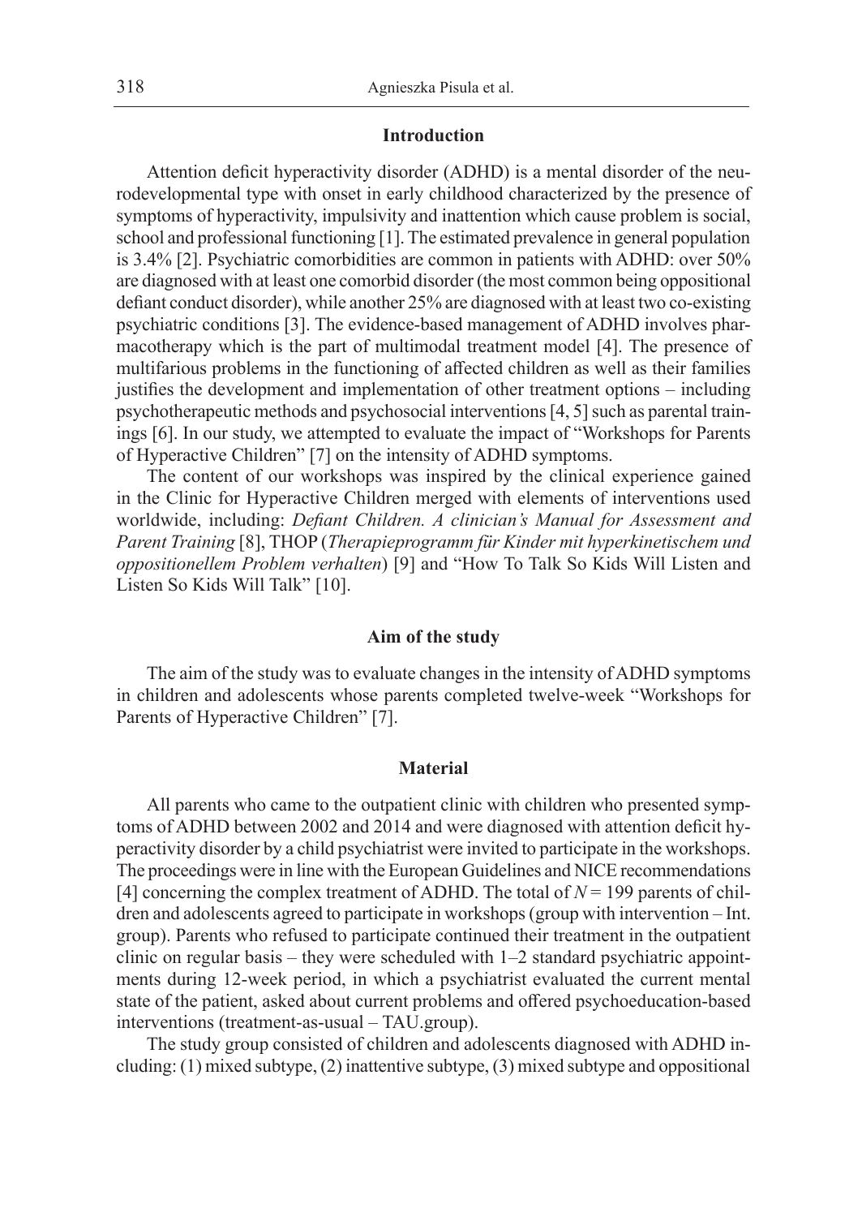## Introduction

Attention deficit hyperactivity disorder (ADHD) is a mental disorder of the neurodevelopmental type with onset in early childhood characterized by the presence of symptoms of hyperactivity, impulsivity and inattention which cause problem is social, school and professional functioning [1]. The estimated prevalence in general population is 3.4% [2]. Psychiatric comorbidities are common in patients with ADHD: over 50% are diagnosed with at least one comorbid disorder (the most common being oppositional defiant conduct disorder), while another 25% are diagnosed with at least two co-existing psychiatric conditions [3]. The evidence-based management of ADHD involves pharmacotherapy which is the part of multimodal treatment model [4]. The presence of multifarious problems in the functioning of affected children as well as their families justifies the development and implementation of other treatment options – including psychotherapeutic methods and psychosocial interventions [4, 5] such as parental trainings [6]. In our study, we attempted to evaluate the impact of "Workshops for Parents of Hyperactive Children" [7] on the intensity of ADHD symptoms.

The content of our workshops was inspired by the clinical experience gained in the Clinic for Hyperactive Children merged with elements of interventions used worldwide, including: *Defiant Children. A clinician's Manual for Assessment and Parent Training* [8], THOP (*Therapieprogramm für Kinder mit hyperkinetischem und oppositionellem Problem verhalten*) [9] and "How To Talk So Kids Will Listen and Listen So Kids Will Talk" [10].

## Aim of the study

The aim of the study was to evaluate changes in the intensity of ADHD symptoms in children and adolescents whose parents completed twelve-week "Workshops for Parents of Hyperactive Children" [7].

## Material

All parents who came to the outpatient clinic with children who presented symptoms of ADHD between 2002 and 2014 and were diagnosed with attention deficit hyperactivity disorder by a child psychiatrist were invited to participate in the workshops. The proceedings were in line with the European Guidelines and NICE recommendations [4] concerning the complex treatment of ADHD. The total of $N = 199$ parents of children and adolescents agreed to participate in workshops (group with intervention – Int. group). Parents who refused to participate continued their treatment in the outpatient clinic on regular basis – they were scheduled with 1–2 standard psychiatric appointments during 12-week period, in which a psychiatrist evaluated the current mental state of the patient, asked about current problems and offered psychoeducation-based interventions (treatment-as-usual – TAU.group).

The study group consisted of children and adolescents diagnosed with ADHD including: (1) mixed subtype, (2) inattentive subtype, (3) mixed subtype and oppositional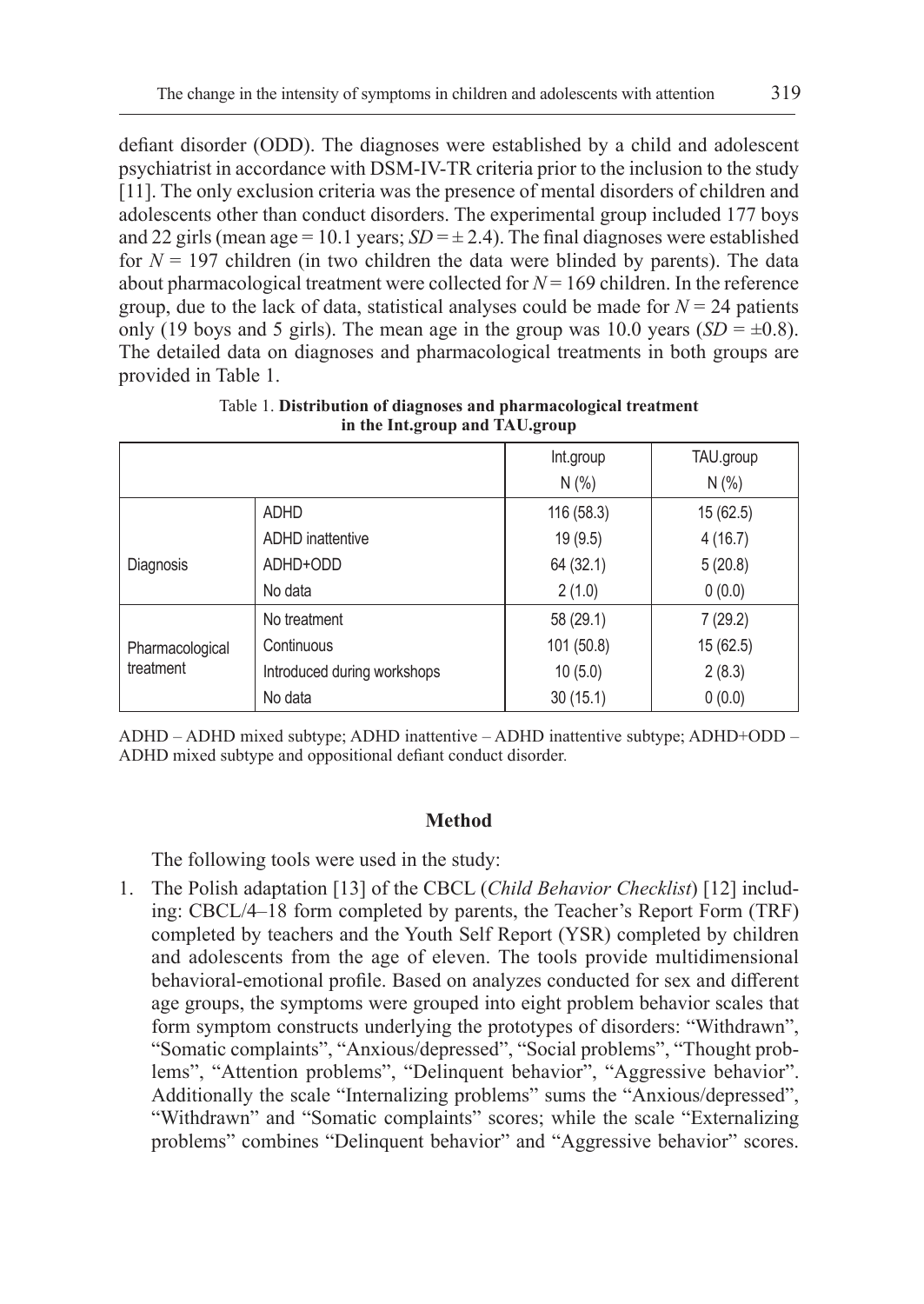defiant disorder (ODD). The diagnoses were established by a child and adolescent psychiatrist in accordance with DSM-IV-TR criteria prior to the inclusion to the study [11]. The only exclusion criteria was the presence of mental disorders of children and adolescents other than conduct disorders. The experimental group included 177 boys and 22 girls (mean age = 10.1 years; $SD = \pm 2.4$). The final diagnoses were established for $N = 197$ children (in two children the data were blinded by parents). The data about pharmacological treatment were collected for $N = 169$ children. In the reference group, due to the lack of data, statistical analyses could be made for $N = 24$ patients only (19 boys and 5 girls). The mean age in the group was 10.0 years ($SD = \pm 0.8$). The detailed data on diagnoses and pharmacological treatments in both groups are provided in Table 1.

Table 1. **Distribution of diagnoses and pharmacological treatment in the Int.group and TAU.group**

| | | Int.group N (%) | TAU.group N (%) |
|---|---|---|---|
| Diagnosis | ADHD | 116 (58.3) | 15 (62.5) |
| | ADHD inattentive | 19 (9.5) | 4 (16.7) |
| | ADHD+ODD | 64 (32.1) | 5 (20.8) |
| | No data | 2 (1.0) | 0 (0.0) |
| Pharmacological treatment | No treatment | 58 (29.1) | 7 (29.2) |
| | Continuous | 101 (50.8) | 15 (62.5) |
| | Introduced during workshops | 10 (5.0) | 2 (8.3) |
| | No data | 30 (15.1) | 0 (0.0) |

ADHD – ADHD mixed subtype; ADHD inattentive – ADHD inattentive subtype; ADHD+ODD – ADHD mixed subtype and oppositional defiant conduct disorder.

## Method

The following tools were used in the study:

1. The Polish adaptation [13] of the CBCL (*Child Behavior Checklist*) [12] including: CBCL/4–18 form completed by parents, the Teacher's Report Form (TRF) completed by teachers and the Youth Self Report (YSR) completed by children and adolescents from the age of eleven. The tools provide multidimensional behavioral-emotional profile. Based on analyzes conducted for sex and different age groups, the symptoms were grouped into eight problem behavior scales that form symptom constructs underlying the prototypes of disorders: "Withdrawn", "Somatic complaints", "Anxious/depressed", "Social problems", "Thought problems", "Attention problems", "Delinquent behavior", "Aggressive behavior". Additionally the scale "Internalizing problems" sums the "Anxious/depressed", "Withdrawn" and "Somatic complaints" scores; while the scale "Externalizing problems" combines "Delinquent behavior" and "Aggressive behavior" scores.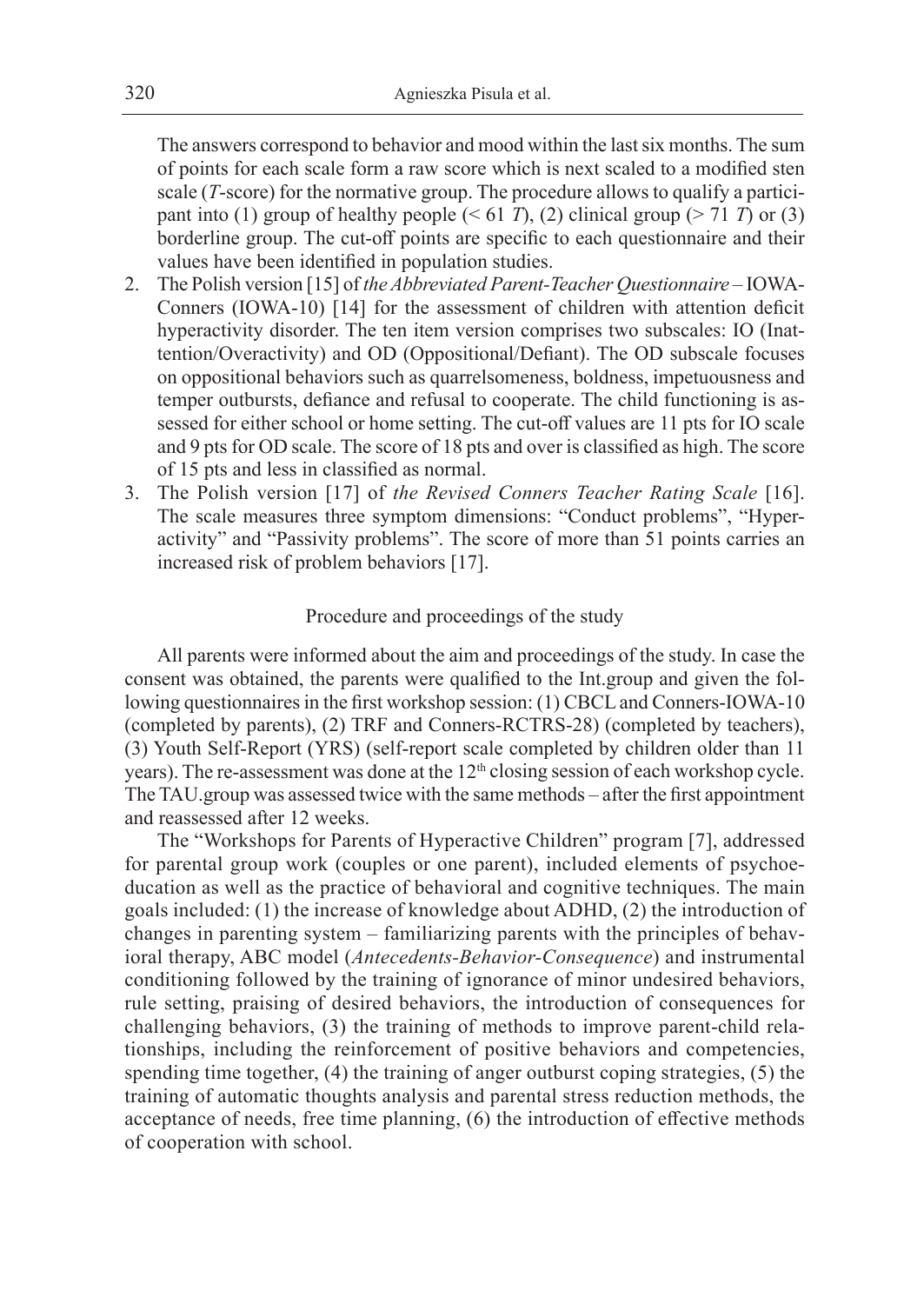The answers correspond to behavior and mood within the last six months. The sum of points for each scale form a raw score which is next scaled to a modified sten scale (*T*-score) for the normative group. The procedure allows to qualify a participant into (1) group of healthy people (< 61 *T*), (2) clinical group (> 71 *T*) or (3) borderline group. The cut-off points are specific to each questionnaire and their values have been identified in population studies.

2. The Polish version [15] of *the Abbreviated Parent-Teacher Questionnaire* – IOWA-Conners (IOWA-10) [14] for the assessment of children with attention deficit hyperactivity disorder. The ten item version comprises two subscales: IO (Inattention/Overactivity) and OD (Oppositional/Defiant). The OD subscale focuses on oppositional behaviors such as quarrelsomeness, boldness, impetuousness and temper outbursts, defiance and refusal to cooperate. The child functioning is assessed for either school or home setting. The cut-off values are 11 pts for IO scale and 9 pts for OD scale. The score of 18 pts and over is classified as high. The score of 15 pts and less in classified as normal.
3. The Polish version [17] of *the Revised Conners Teacher Rating Scale* [16]. The scale measures three symptom dimensions: "Conduct problems", "Hyperactivity" and "Passivity problems". The score of more than 51 points carries an increased risk of problem behaviors [17].

### Procedure and proceedings of the study

All parents were informed about the aim and proceedings of the study. In case the consent was obtained, the parents were qualified to the Int.group and given the following questionnaires in the first workshop session: (1) CBCL and Conners-IOWA-10 (completed by parents), (2) TRF and Conners-RCTRS-28 (completed by teachers), (3) Youth Self-Report (YRS) (self-report scale completed by children older than 11 years). The re-assessment was done at the 12th closing session of each workshop cycle. The TAU.group was assessed twice with the same methods – after the first appointment and reassessed after 12 weeks.

The "Workshops for Parents of Hyperactive Children" program [7], addressed for parental group work (couples or one parent), included elements of psychoeducation as well as the practice of behavioral and cognitive techniques. The main goals included: (1) the increase of knowledge about ADHD, (2) the introduction of changes in parenting system – familiarizing parents with the principles of behavioral therapy, ABC model (*Antecedents-Behavior-Consequence*) and instrumental conditioning followed by the training of ignorance of minor undesired behaviors, rule setting, praising of desired behaviors, the introduction of consequences for challenging behaviors, (3) the training of methods to improve parent-child relationships, including the reinforcement of positive behaviors and competencies, spending time together, (4) the training of anger outburst coping strategies, (5) the training of automatic thoughts analysis and parental stress reduction methods, the acceptance of needs, free time planning, (6) the introduction of effective methods of cooperation with school.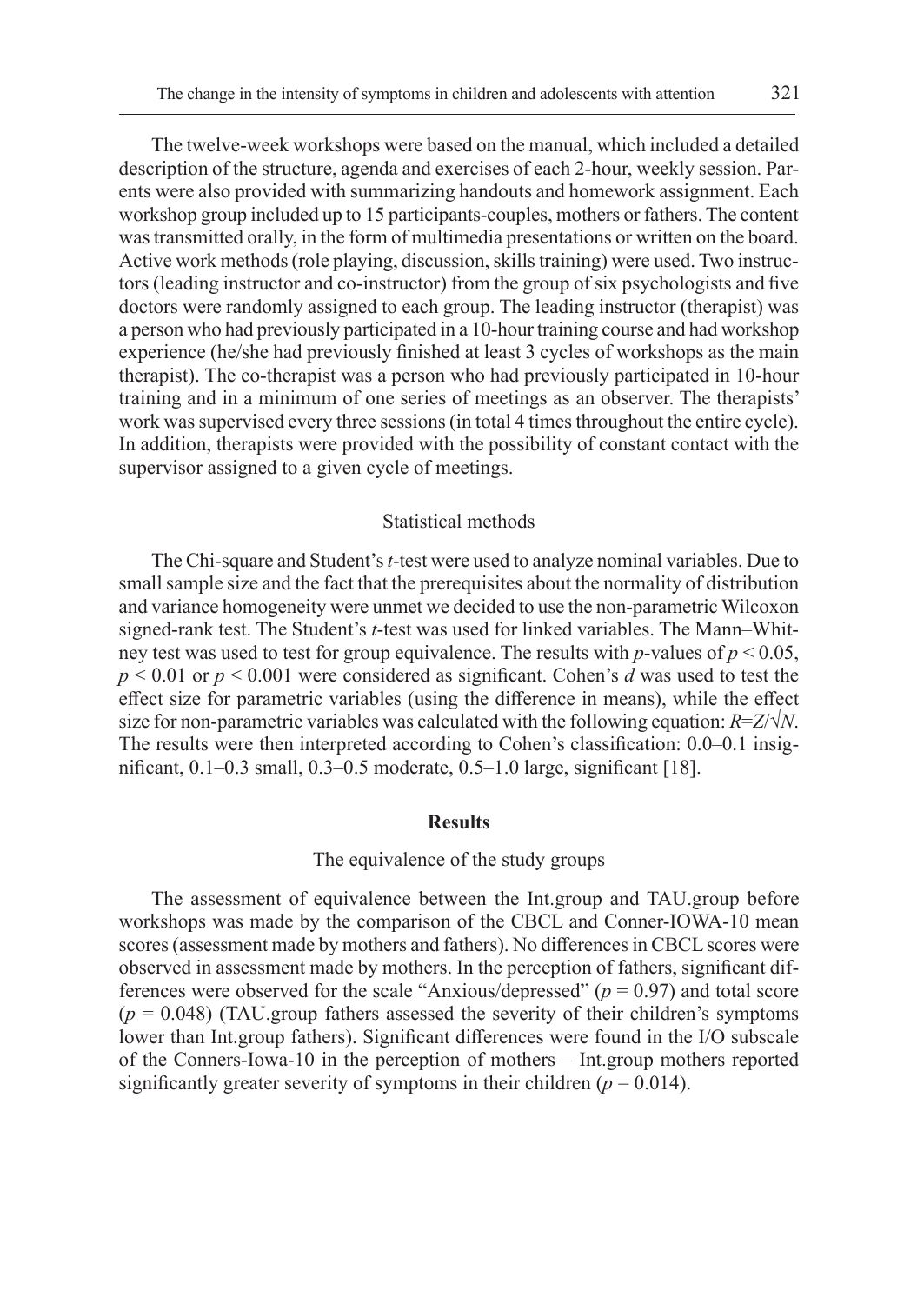The twelve-week workshops were based on the manual, which included a detailed description of the structure, agenda and exercises of each 2-hour, weekly session. Parents were also provided with summarizing handouts and homework assignment. Each workshop group included up to 15 participants-couples, mothers or fathers. The content was transmitted orally, in the form of multimedia presentations or written on the board. Active work methods (role playing, discussion, skills training) were used. Two instructors (leading instructor and co-instructor) from the group of six psychologists and five doctors were randomly assigned to each group. The leading instructor (therapist) was a person who had previously participated in a 10-hour training course and had workshop experience (he/she had previously finished at least 3 cycles of workshops as the main therapist). The co-therapist was a person who had previously participated in 10-hour training and in a minimum of one series of meetings as an observer. The therapists' work was supervised every three sessions (in total 4 times throughout the entire cycle). In addition, therapists were provided with the possibility of constant contact with the supervisor assigned to a given cycle of meetings.

### Statistical methods

The Chi-square and Student's *t*-test were used to analyze nominal variables. Due to small sample size and the fact that the prerequisites about the normality of distribution and variance homogeneity were unmet we decided to use the non-parametric Wilcoxon signed-rank test. The Student's *t*-test was used for linked variables. The Mann–Whitney test was used to test for group equivalence. The results with *p*-values of $p < 0.05$, $p < 0.01$ or $p < 0.001$ were considered as significant. Cohen's *d* was used to test the effect size for parametric variables (using the difference in means), while the effect size for non-parametric variables was calculated with the following equation: $R=Z/\sqrt{N}$. The results were then interpreted according to Cohen's classification: 0.0–0.1 insignificant, 0.1–0.3 small, 0.3–0.5 moderate, 0.5–1.0 large, significant [18].

## Results

### The equivalence of the study groups

The assessment of equivalence between the Int.group and TAU.group before workshops was made by the comparison of the CBCL and Conner-IOWA-10 mean scores (assessment made by mothers and fathers). No differences in CBCL scores were observed in assessment made by mothers. In the perception of fathers, significant differences were observed for the scale "Anxious/depressed" ($p = 0.97$) and total score ($p = 0.048$) (TAU.group fathers assessed the severity of their children's symptoms lower than Int.group fathers). Significant differences were found in the I/O subscale of the Conners-Iowa-10 in the perception of mothers – Int.group mothers reported significantly greater severity of symptoms in their children ($p = 0.014$).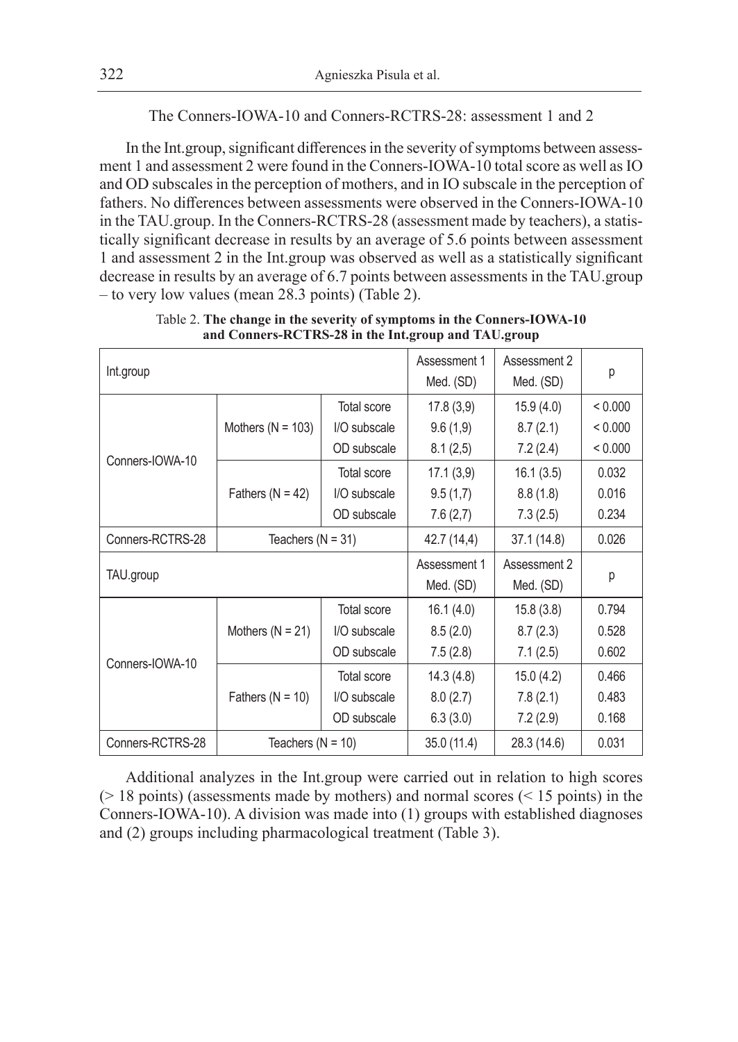The Conners-IOWA-10 and Conners-RCTRS-28: assessment 1 and 2

In the Int.group, significant differences in the severity of symptoms between assessment 1 and assessment 2 were found in the Conners-IOWA-10 total score as well as IO and OD subscales in the perception of mothers, and in IO subscale in the perception of fathers. No differences between assessments were observed in the Conners-IOWA-10 in the TAU.group. In the Conners-RCTRS-28 (assessment made by teachers), a statistically significant decrease in results by an average of 5.6 points between assessment 1 and assessment 2 in the Int.group was observed as well as a statistically significant decrease in results by an average of 6.7 points between assessments in the TAU.group – to very low values (mean 28.3 points) (Table 2).

Table 2. **The change in the severity of symptoms in the Conners-IOWA-10 and Conners-RCTRS-28 in the Int.group and TAU.group**

| Int.group | | | Assessment 1 Med. (SD) | Assessment 2 Med. (SD) | p |
|---|---|---|---|---|---|
| Conners-IOWA-10 | Mothers (N = 103) | Total score | 17.8 (3,9) | 15.9 (4.0) | < 0.000 |
| | | I/O subscale | 9.6 (1,9) | 8.7 (2.1) | < 0.000 |
| | | OD subscale | 8.1 (2,5) | 7.2 (2.4) | < 0.000 |
| | Fathers (N = 42) | Total score | 17.1 (3,9) | 16.1 (3.5) | 0.032 |
| | | I/O subscale | 9.5 (1,7) | 8.8 (1.8) | 0.016 |
| | | OD subscale | 7.6 (2,7) | 7.3 (2.5) | 0.234 |
| Conners-RCTRS-28 | Teachers (N = 31) | | 42.7 (14,4) | 37.1 (14.8) | 0.026 |
| **TAU.group** | | | **Assessment 1 Med. (SD)** | **Assessment 2 Med. (SD)** | **p** |
| Conners-IOWA-10 | Mothers (N = 21) | Total score | 16.1 (4.0) | 15.8 (3.8) | 0.794 |
| | | I/O subscale | 8.5 (2.0) | 8.7 (2.3) | 0.528 |
| | | OD subscale | 7.5 (2.8) | 7.1 (2.5) | 0.602 |
| | Fathers (N = 10) | Total score | 14.3 (4.8) | 15.0 (4.2) | 0.466 |
| | | I/O subscale | 8.0 (2.7) | 7.8 (2.1) | 0.483 |
| | | OD subscale | 6.3 (3.0) | 7.2 (2.9) | 0.168 |
| Conners-RCTRS-28 | Teachers (N = 10) | | 35.0 (11.4) | 28.3 (14.6) | 0.031 |

Additional analyzes in the Int.group were carried out in relation to high scores (> 18 points) (assessments made by mothers) and normal scores (< 15 points) in the Conners-IOWA-10). A division was made into (1) groups with established diagnoses and (2) groups including pharmacological treatment (Table 3).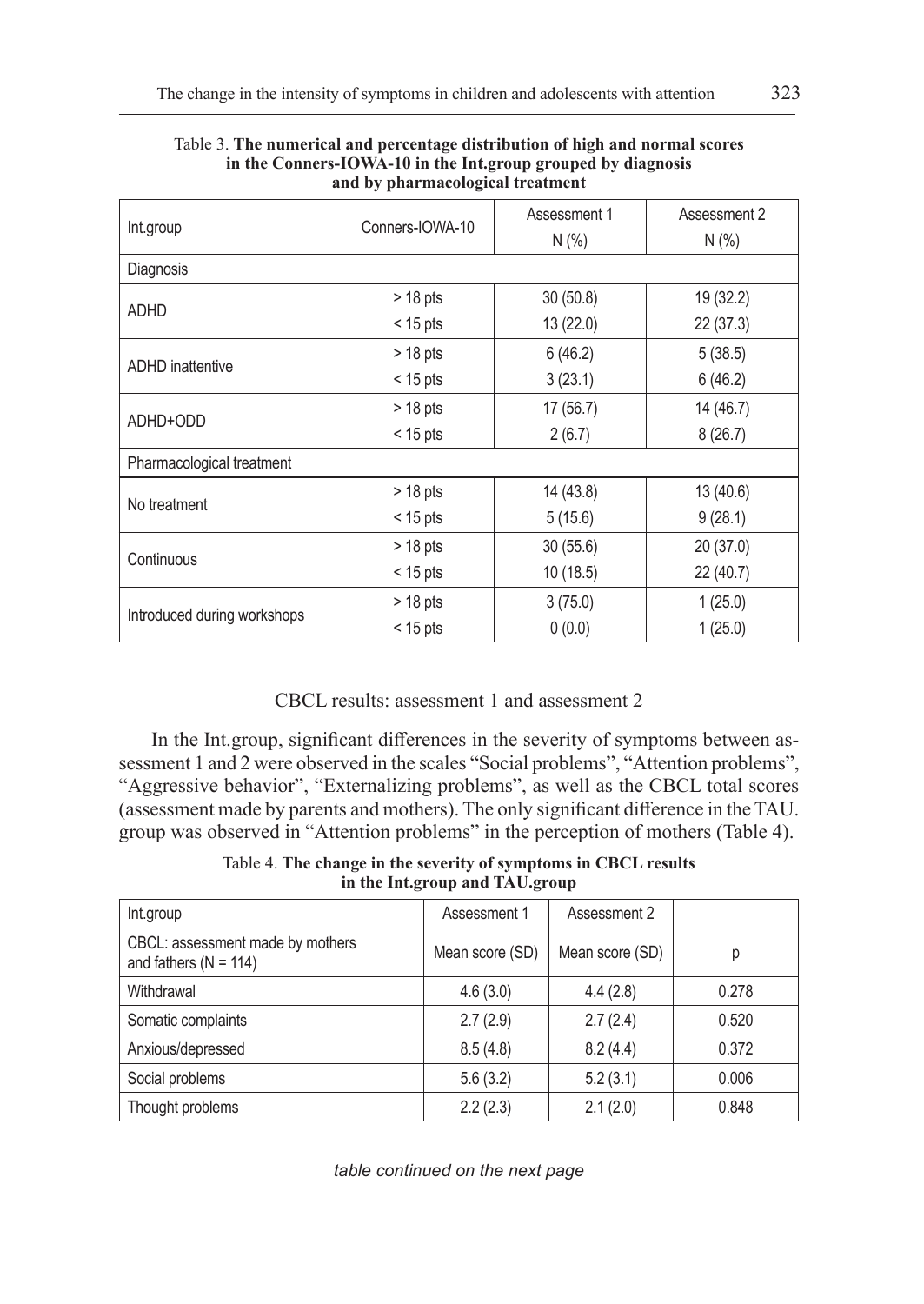Table 3. **The numerical and percentage distribution of high and normal scores in the Conners-IOWA-10 in the Int.group grouped by diagnosis and by pharmacological treatment**

| Int.group | Conners-IOWA-10 | Assessment 1 N (%) | Assessment 2 N (%) |
|---|---|---|---|
| Diagnosis | | | |
| ADHD | > 18 pts | 30 (50.8) | 19 (32.2) |
| | < 15 pts | 13 (22.0) | 22 (37.3) |
| ADHD inattentive | > 18 pts | 6 (46.2) | 5 (38.5) |
| | < 15 pts | 3 (23.1) | 6 (46.2) |
| ADHD+ODD | > 18 pts | 17 (56.7) | 14 (46.7) |
| | < 15 pts | 2 (6.7) | 8 (26.7) |
| Pharmacological treatment | | | |
| No treatment | > 18 pts | 14 (43.8) | 13 (40.6) |
| | < 15 pts | 5 (15.6) | 9 (28.1) |
| Continuous | > 18 pts | 30 (55.6) | 20 (37.0) |
| | < 15 pts | 10 (18.5) | 22 (40.7) |
| Introduced during workshops | > 18 pts | 3 (75.0) | 1 (25.0) |
| | < 15 pts | 0 (0.0) | 1 (25.0) |

## CBCL results: assessment 1 and assessment 2

In the Int.group, significant differences in the severity of symptoms between assessment 1 and 2 were observed in the scales "Social problems", "Attention problems", "Aggressive behavior", "Externalizing problems", as well as the CBCL total scores (assessment made by parents and mothers). The only significant difference in the TAU. group was observed in "Attention problems" in the perception of mothers (Table 4).

Table 4. **The change in the severity of symptoms in CBCL results in the Int.group and TAU.group**

| Int.group | Assessment 1 | Assessment 2 | |
|---|---|---|---|
| CBCL: assessment made by mothers and fathers (N = 114) | Mean score (SD) | Mean score (SD) | p |
| Withdrawal | 4.6 (3.0) | 4.4 (2.8) | 0.278 |
| Somatic complaints | 2.7 (2.9) | 2.7 (2.4) | 0.520 |
| Anxious/depressed | 8.5 (4.8) | 8.2 (4.4) | 0.372 |
| Social problems | 5.6 (3.2) | 5.2 (3.1) | 0.006 |
| Thought problems | 2.2 (2.3) | 2.1 (2.0) | 0.848 |

*table continued on the next page*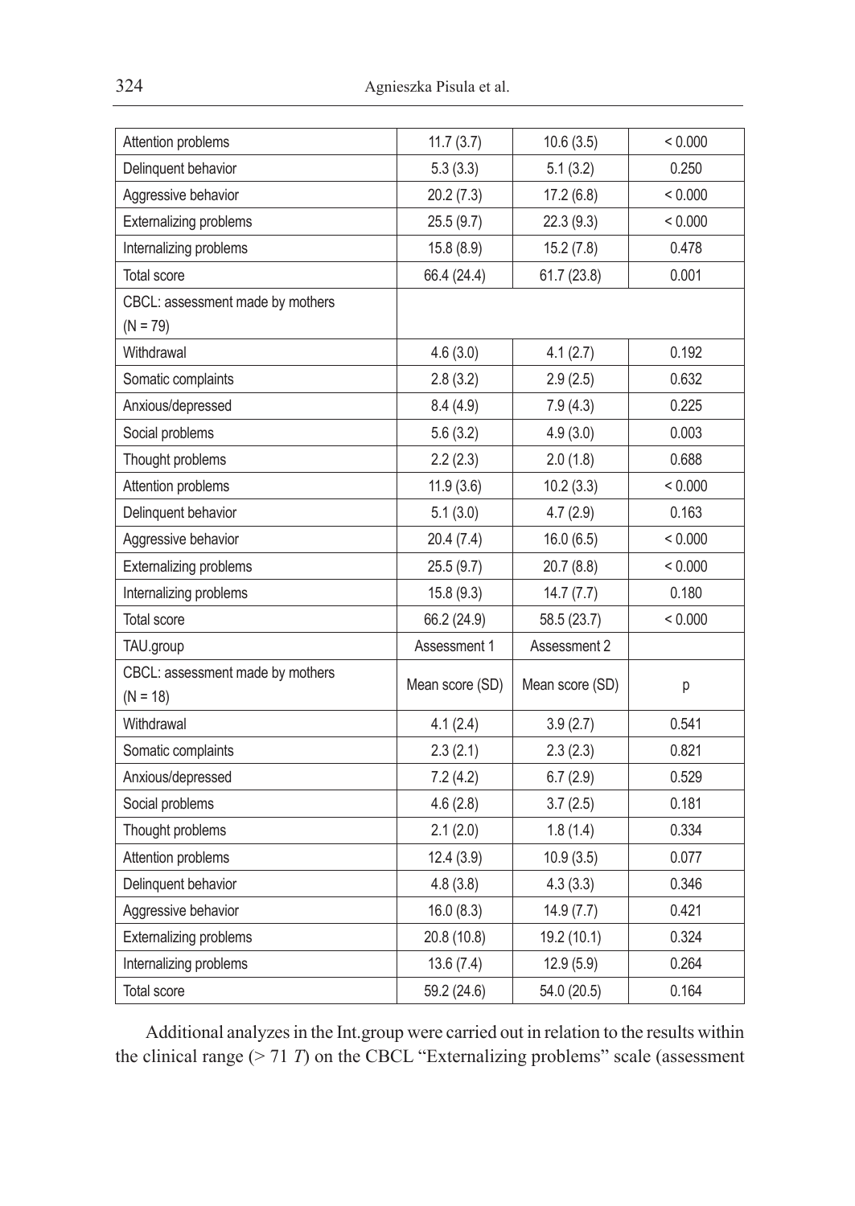| | | | |
|---|---|---|---|
| Attention problems | 11.7 (3.7) | 10.6 (3.5) | < 0.000 |
| Delinquent behavior | 5.3 (3.3) | 5.1 (3.2) | 0.250 |
| Aggressive behavior | 20.2 (7.3) | 17.2 (6.8) | < 0.000 |
| Externalizing problems | 25.5 (9.7) | 22.3 (9.3) | < 0.000 |
| Internalizing problems | 15.8 (8.9) | 15.2 (7.8) | 0.478 |
| Total score | 66.4 (24.4) | 61.7 (23.8) | 0.001 |
| CBCL: assessment made by mothers (N = 79) | | | |
| Withdrawal | 4.6 (3.0) | 4.1 (2.7) | 0.192 |
| Somatic complaints | 2.8 (3.2) | 2.9 (2.5) | 0.632 |
| Anxious/depressed | 8.4 (4.9) | 7.9 (4.3) | 0.225 |
| Social problems | 5.6 (3.2) | 4.9 (3.0) | 0.003 |
| Thought problems | 2.2 (2.3) | 2.0 (1.8) | 0.688 |
| Attention problems | 11.9 (3.6) | 10.2 (3.3) | < 0.000 |
| Delinquent behavior | 5.1 (3.0) | 4.7 (2.9) | 0.163 |
| Aggressive behavior | 20.4 (7.4) | 16.0 (6.5) | < 0.000 |
| Externalizing problems | 25.5 (9.7) | 20.7 (8.8) | < 0.000 |
| Internalizing problems | 15.8 (9.3) | 14.7 (7.7) | 0.180 |
| Total score | 66.2 (24.9) | 58.5 (23.7) | < 0.000 |
| TAU.group | Assessment 1 | Assessment 2 | |
| CBCL: assessment made by mothers (N = 18) | Mean score (SD) | Mean score (SD) | p |
| Withdrawal | 4.1 (2.4) | 3.9 (2.7) | 0.541 |
| Somatic complaints | 2.3 (2.1) | 2.3 (2.3) | 0.821 |
| Anxious/depressed | 7.2 (4.2) | 6.7 (2.9) | 0.529 |
| Social problems | 4.6 (2.8) | 3.7 (2.5) | 0.181 |
| Thought problems | 2.1 (2.0) | 1.8 (1.4) | 0.334 |
| Attention problems | 12.4 (3.9) | 10.9 (3.5) | 0.077 |
| Delinquent behavior | 4.8 (3.8) | 4.3 (3.3) | 0.346 |
| Aggressive behavior | 16.0 (8.3) | 14.9 (7.7) | 0.421 |
| Externalizing problems | 20.8 (10.8) | 19.2 (10.1) | 0.324 |
| Internalizing problems | 13.6 (7.4) | 12.9 (5.9) | 0.264 |
| Total score | 59.2 (24.6) | 54.0 (20.5) | 0.164 |

Additional analyzes in the Int.group were carried out in relation to the results within the clinical range (> 71 *T*) on the CBCL "Externalizing problems" scale (assessment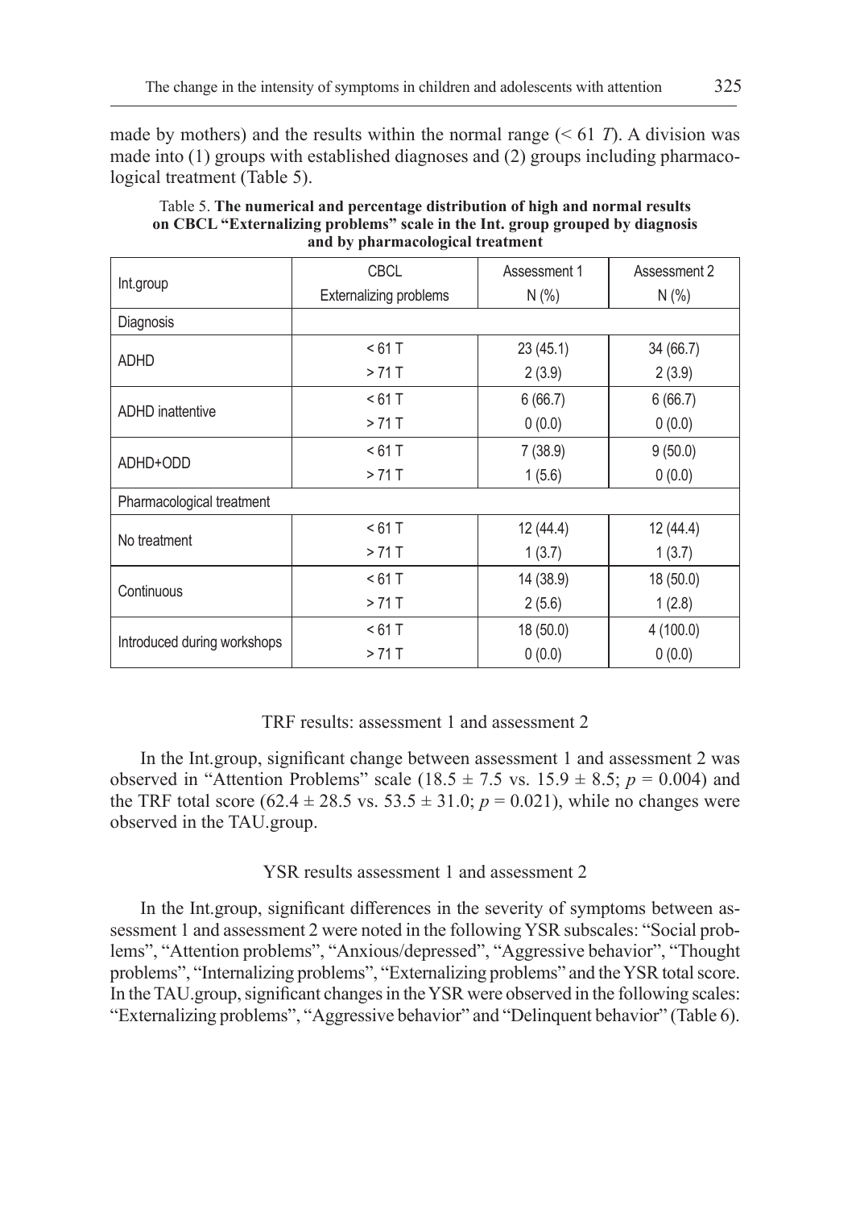made by mothers) and the results within the normal range (< 61 *T*). A division was made into (1) groups with established diagnoses and (2) groups including pharmacological treatment (Table 5).

Table 5. **The numerical and percentage distribution of high and normal results on CBCL "Externalizing problems" scale in the Int. group grouped by diagnosis and by pharmacological treatment**

| Int.group | CBCL Externalizing problems | Assessment 1 N (%) | Assessment 2 N (%) |
|---|---|---|---|
| Diagnosis | | | |
| ADHD | < 61 T | 23 (45.1) | 34 (66.7) |
| | > 71 T | 2 (3.9) | 2 (3.9) |
| ADHD inattentive | < 61 T | 6 (66.7) | 6 (66.7) |
| | > 71 T | 0 (0.0) | 0 (0.0) |
| ADHD+ODD | < 61 T | 7 (38.9) | 9 (50.0) |
| | > 71 T | 1 (5.6) | 0 (0.0) |
| Pharmacological treatment | | | |
| No treatment | < 61 T | 12 (44.4) | 12 (44.4) |
| | > 71 T | 1 (3.7) | 1 (3.7) |
| Continuous | < 61 T | 14 (38.9) | 18 (50.0) |
| | > 71 T | 2 (5.6) | 1 (2.8) |
| Introduced during workshops | < 61 T | 18 (50.0) | 4 (100.0) |
| | > 71 T | 0 (0.0) | 0 (0.0) |

## TRF results: assessment 1 and assessment 2

In the Int.group, significant change between assessment 1 and assessment 2 was observed in "Attention Problems" scale ($18.5 \pm 7.5$ vs. $15.9 \pm 8.5$; $p = 0.004$) and the TRF total score ($62.4 \pm 28.5$ vs. $53.5 \pm 31.0$; $p = 0.021$), while no changes were observed in the TAU.group.

## YSR results assessment 1 and assessment 2

In the Int.group, significant differences in the severity of symptoms between assessment 1 and assessment 2 were noted in the following YSR subscales: "Social problems", "Attention problems", "Anxious/depressed", "Aggressive behavior", "Thought problems", "Internalizing problems", "Externalizing problems" and the YSR total score. In the TAU.group, significant changes in the YSR were observed in the following scales: "Externalizing problems", "Aggressive behavior" and "Delinquent behavior" (Table 6).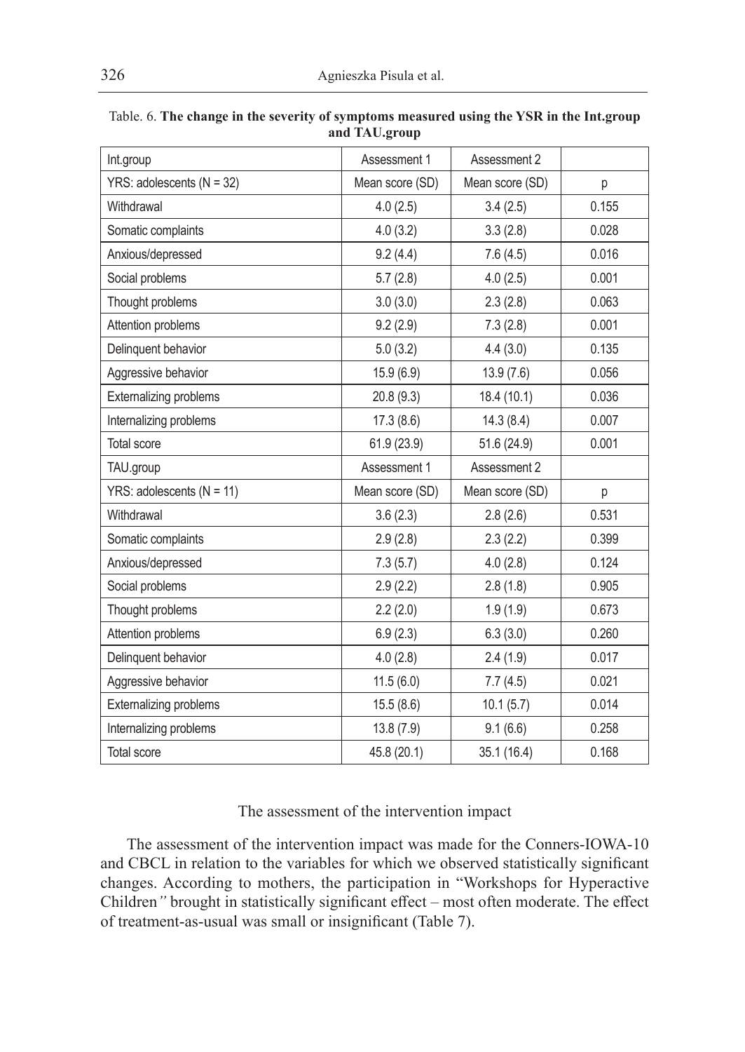Table. 6. **The change in the severity of symptoms measured using the YSR in the Int.group and TAU.group**

| Int.group | Assessment 1 | Assessment 2 | |
|---|---|---|---|
| YRS: adolescents (N = 32) | Mean score (SD) | Mean score (SD) | p |
| Withdrawal | 4.0 (2.5) | 3.4 (2.5) | 0.155 |
| Somatic complaints | 4.0 (3.2) | 3.3 (2.8) | 0.028 |
| Anxious/depressed | 9.2 (4.4) | 7.6 (4.5) | 0.016 |
| Social problems | 5.7 (2.8) | 4.0 (2.5) | 0.001 |
| Thought problems | 3.0 (3.0) | 2.3 (2.8) | 0.063 |
| Attention problems | 9.2 (2.9) | 7.3 (2.8) | 0.001 |
| Delinquent behavior | 5.0 (3.2) | 4.4 (3.0) | 0.135 |
| Aggressive behavior | 15.9 (6.9) | 13.9 (7.6) | 0.056 |
| Externalizing problems | 20.8 (9.3) | 18.4 (10.1) | 0.036 |
| Internalizing problems | 17.3 (8.6) | 14.3 (8.4) | 0.007 |
| Total score | 61.9 (23.9) | 51.6 (24.9) | 0.001 |
| TAU.group | Assessment 1 | Assessment 2 | |
| YRS: adolescents (N = 11) | Mean score (SD) | Mean score (SD) | p |
| Withdrawal | 3.6 (2.3) | 2.8 (2.6) | 0.531 |
| Somatic complaints | 2.9 (2.8) | 2.3 (2.2) | 0.399 |
| Anxious/depressed | 7.3 (5.7) | 4.0 (2.8) | 0.124 |
| Social problems | 2.9 (2.2) | 2.8 (1.8) | 0.905 |
| Thought problems | 2.2 (2.0) | 1.9 (1.9) | 0.673 |
| Attention problems | 6.9 (2.3) | 6.3 (3.0) | 0.260 |
| Delinquent behavior | 4.0 (2.8) | 2.4 (1.9) | 0.017 |
| Aggressive behavior | 11.5 (6.0) | 7.7 (4.5) | 0.021 |
| Externalizing problems | 15.5 (8.6) | 10.1 (5.7) | 0.014 |
| Internalizing problems | 13.8 (7.9) | 9.1 (6.6) | 0.258 |
| Total score | 45.8 (20.1) | 35.1 (16.4) | 0.168 |

## The assessment of the intervention impact

The assessment of the intervention impact was made for the Conners-IOWA-10 and CBCL in relation to the variables for which we observed statistically significant changes. According to mothers, the participation in "Workshops for Hyperactive Children" brought in statistically significant effect – most often moderate. The effect of treatment-as-usual was small or insignificant (Table 7).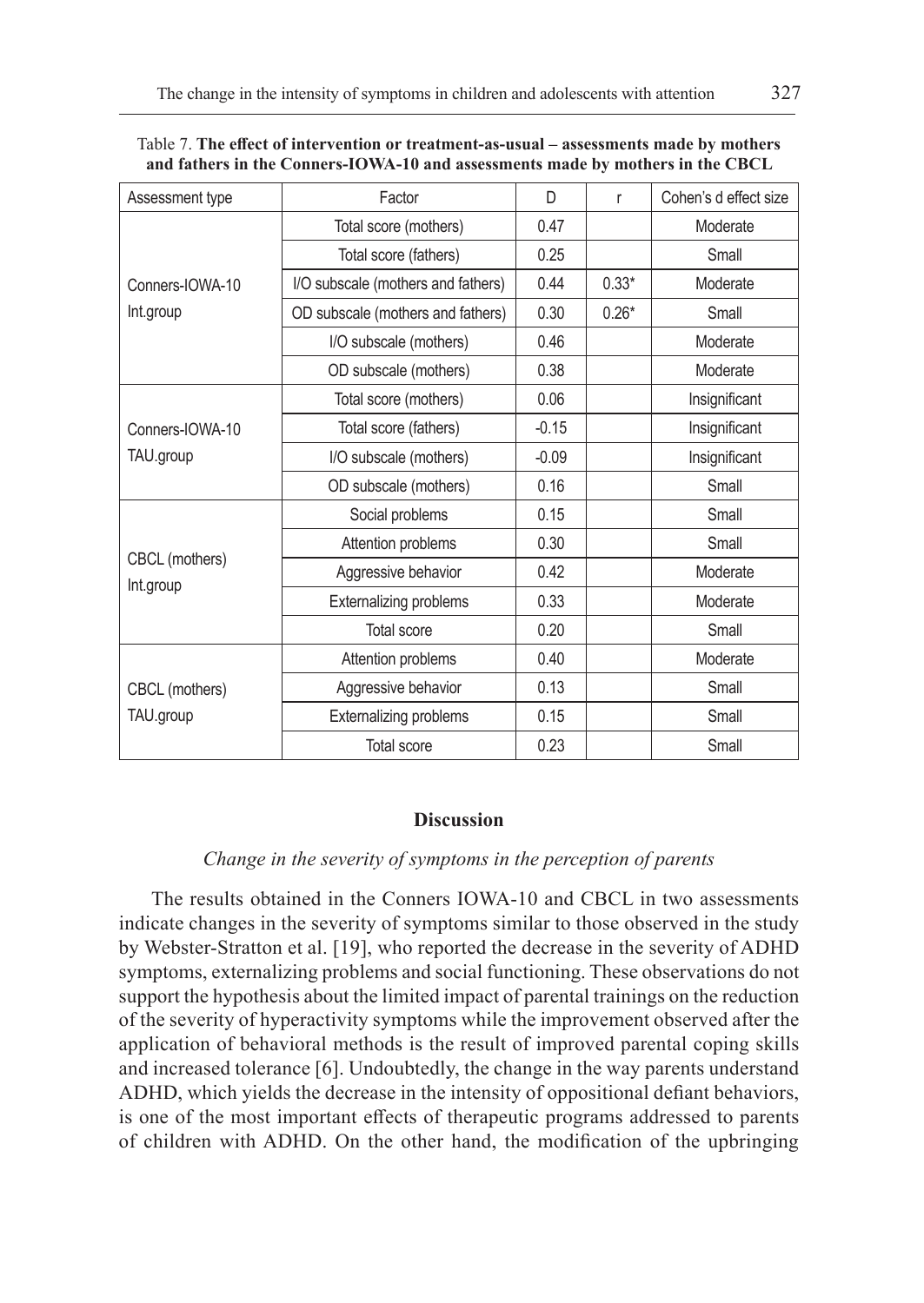Table 7. **The effect of intervention or treatment-as-usual – assessments made by mothers and fathers in the Conners-IOWA-10 and assessments made by mothers in the CBCL**

| Assessment type | Factor | D | r | Cohen's d effect size |
|---|---|---|---|---|
| Conners-IOWA-10 Int.group | Total score (mothers) | 0.47 | | Moderate |
| | Total score (fathers) | 0.25 | | Small |
| | I/O subscale (mothers and fathers) | 0.44 | 0.33* | Moderate |
| | OD subscale (mothers and fathers) | 0.30 | 0.26* | Small |
| | I/O subscale (mothers) | 0.46 | | Moderate |
| | OD subscale (mothers) | 0.38 | | Moderate |
| Conners-IOWA-10 TAU.group | Total score (mothers) | 0.06 | | Insignificant |
| | Total score (fathers) | -0.15 | | Insignificant |
| | I/O subscale (mothers) | -0.09 | | Insignificant |
| | OD subscale (mothers) | 0.16 | | Small |
| CBCL (mothers) Int.group | Social problems | 0.15 | | Small |
| | Attention problems | 0.30 | | Small |
| | Aggressive behavior | 0.42 | | Moderate |
| | Externalizing problems | 0.33 | | Moderate |
| | Total score | 0.20 | | Small |
| CBCL (mothers) TAU.group | Attention problems | 0.40 | | Moderate |
| | Aggressive behavior | 0.13 | | Small |
| | Externalizing problems | 0.15 | | Small |
| | Total score | 0.23 | | Small |

## Discussion

### *Change in the severity of symptoms in the perception of parents*

The results obtained in the Conners IOWA-10 and CBCL in two assessments indicate changes in the severity of symptoms similar to those observed in the study by Webster-Stratton et al. [19], who reported the decrease in the severity of ADHD symptoms, externalizing problems and social functioning. These observations do not support the hypothesis about the limited impact of parental trainings on the reduction of the severity of hyperactivity symptoms while the improvement observed after the application of behavioral methods is the result of improved parental coping skills and increased tolerance [6]. Undoubtedly, the change in the way parents understand ADHD, which yields the decrease in the intensity of oppositional defiant behaviors, is one of the most important effects of therapeutic programs addressed to parents of children with ADHD. On the other hand, the modification of the upbringing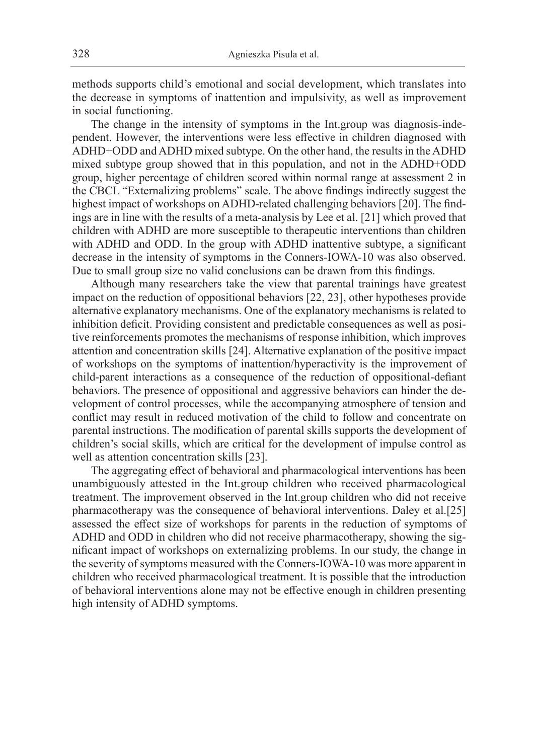methods supports child's emotional and social development, which translates into the decrease in symptoms of inattention and impulsivity, as well as improvement in social functioning.

The change in the intensity of symptoms in the Int.group was diagnosis-independent. However, the interventions were less effective in children diagnosed with ADHD+ODD and ADHD mixed subtype. On the other hand, the results in the ADHD mixed subtype group showed that in this population, and not in the ADHD+ODD group, higher percentage of children scored within normal range at assessment 2 in the CBCL "Externalizing problems" scale. The above findings indirectly suggest the highest impact of workshops on ADHD-related challenging behaviors [20]. The findings are in line with the results of a meta-analysis by Lee et al. [21] which proved that children with ADHD are more susceptible to therapeutic interventions than children with ADHD and ODD. In the group with ADHD inattentive subtype, a significant decrease in the intensity of symptoms in the Conners-IOWA-10 was also observed. Due to small group size no valid conclusions can be drawn from this findings.

Although many researchers take the view that parental trainings have greatest impact on the reduction of oppositional behaviors [22, 23], other hypotheses provide alternative explanatory mechanisms. One of the explanatory mechanisms is related to inhibition deficit. Providing consistent and predictable consequences as well as positive reinforcements promotes the mechanisms of response inhibition, which improves attention and concentration skills [24]. Alternative explanation of the positive impact of workshops on the symptoms of inattention/hyperactivity is the improvement of child-parent interactions as a consequence of the reduction of oppositional-defiant behaviors. The presence of oppositional and aggressive behaviors can hinder the development of control processes, while the accompanying atmosphere of tension and conflict may result in reduced motivation of the child to follow and concentrate on parental instructions. The modification of parental skills supports the development of children's social skills, which are critical for the development of impulse control as well as attention concentration skills [23].

The aggregating effect of behavioral and pharmacological interventions has been unambiguously attested in the Int.group children who received pharmacological treatment. The improvement observed in the Int.group children who did not receive pharmacotherapy was the consequence of behavioral interventions. Daley et al.[25] assessed the effect size of workshops for parents in the reduction of symptoms of ADHD and ODD in children who did not receive pharmacotherapy, showing the significant impact of workshops on externalizing problems. In our study, the change in the severity of symptoms measured with the Conners-IOWA-10 was more apparent in children who received pharmacological treatment. It is possible that the introduction of behavioral interventions alone may not be effective enough in children presenting high intensity of ADHD symptoms.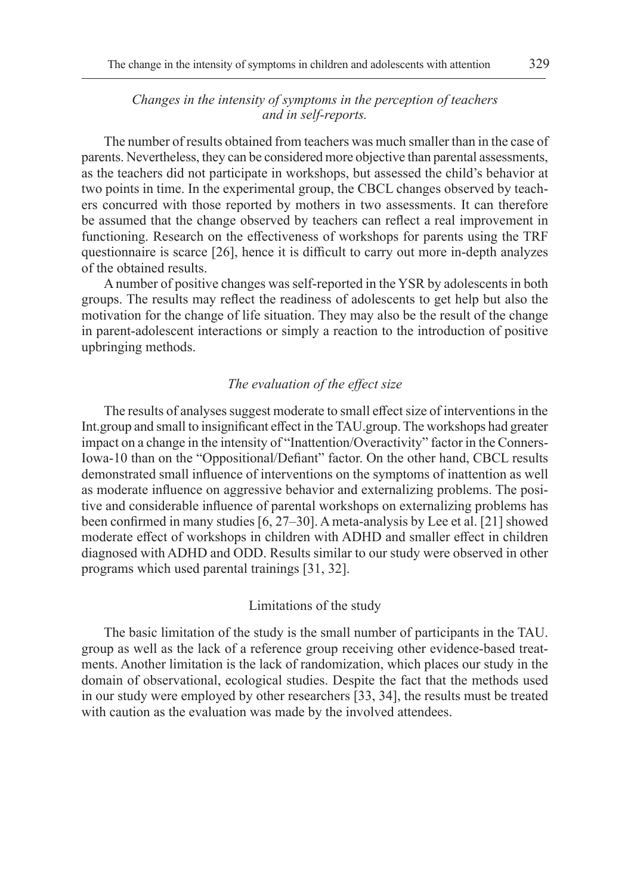*Changes in the intensity of symptoms in the perception of teachers and in self-reports.*

The number of results obtained from teachers was much smaller than in the case of parents. Nevertheless, they can be considered more objective than parental assessments, as the teachers did not participate in workshops, but assessed the child's behavior at two points in time. In the experimental group, the CBCL changes observed by teachers concurred with those reported by mothers in two assessments. It can therefore be assumed that the change observed by teachers can reflect a real improvement in functioning. Research on the effectiveness of workshops for parents using the TRF questionnaire is scarce [26], hence it is difficult to carry out more in-depth analyzes of the obtained results.

A number of positive changes was self-reported in the YSR by adolescents in both groups. The results may reflect the readiness of adolescents to get help but also the motivation for the change of life situation. They may also be the result of the change in parent-adolescent interactions or simply a reaction to the introduction of positive upbringing methods.

*The evaluation of the effect size*

The results of analyses suggest moderate to small effect size of interventions in the Int.group and small to insignificant effect in the TAU.group. The workshops had greater impact on a change in the intensity of "Inattention/Overactivity" factor in the Conners-Iowa-10 than on the "Oppositional/Defiant" factor. On the other hand, CBCL results demonstrated small influence of interventions on the symptoms of inattention as well as moderate influence on aggressive behavior and externalizing problems. The positive and considerable influence of parental workshops on externalizing problems has been confirmed in many studies [6, 27–30]. A meta-analysis by Lee et al. [21] showed moderate effect of workshops in children with ADHD and smaller effect in children diagnosed with ADHD and ODD. Results similar to our study were observed in other programs which used parental trainings [31, 32].

## Limitations of the study

The basic limitation of the study is the small number of participants in the TAU. group as well as the lack of a reference group receiving other evidence-based treatments. Another limitation is the lack of randomization, which places our study in the domain of observational, ecological studies. Despite the fact that the methods used in our study were employed by other researchers [33, 34], the results must be treated with caution as the evaluation was made by the involved attendees.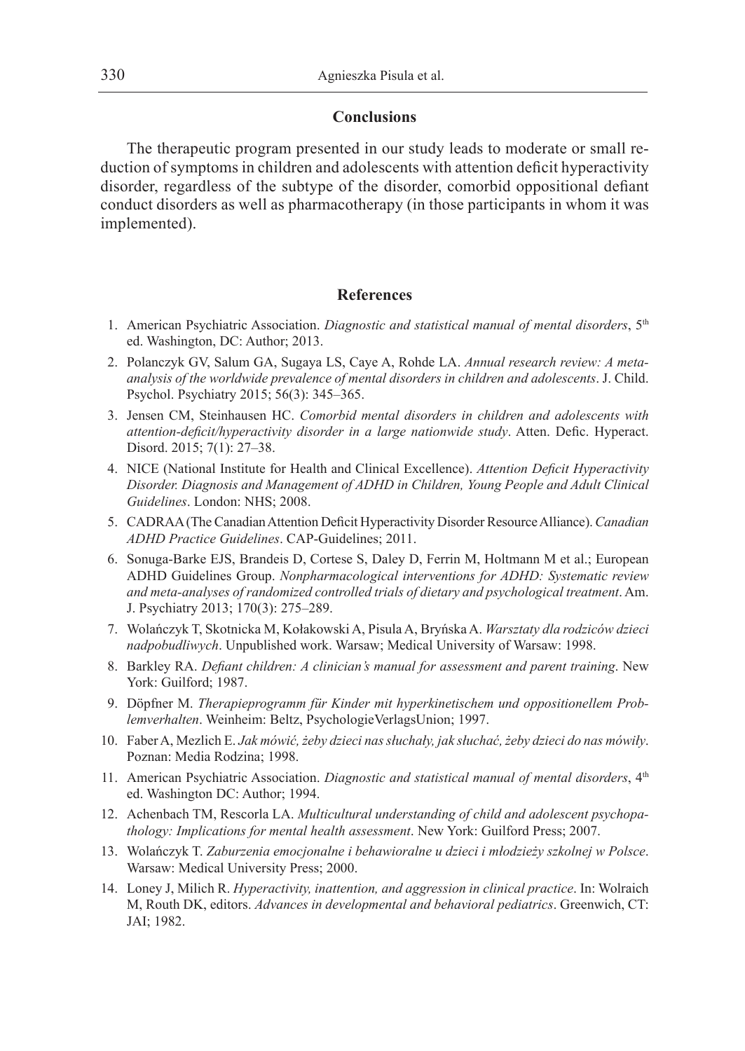## Conclusions

The therapeutic program presented in our study leads to moderate or small reduction of symptoms in children and adolescents with attention deficit hyperactivity disorder, regardless of the subtype of the disorder, comorbid oppositional defiant conduct disorders as well as pharmacotherapy (in those participants in whom it was implemented).

## References

1. American Psychiatric Association. *Diagnostic and statistical manual of mental disorders*, 5th ed. Washington, DC: Author; 2013.
2. Polanczyk GV, Salum GA, Sugaya LS, Caye A, Rohde LA. *Annual research review: A meta-analysis of the worldwide prevalence of mental disorders in children and adolescents*. J. Child. Psychol. Psychiatry 2015; 56(3): 345–365.
3. Jensen CM, Steinhausen HC. *Comorbid mental disorders in children and adolescents with attention-deficit/hyperactivity disorder in a large nationwide study*. Atten. Defic. Hyperact. Disord. 2015; 7(1): 27–38.
4. NICE (National Institute for Health and Clinical Excellence). *Attention Deficit Hyperactivity Disorder. Diagnosis and Management of ADHD in Children, Young People and Adult Clinical Guidelines*. London: NHS; 2008.
5. CADRAA (The Canadian Attention Deficit Hyperactivity Disorder Resource Alliance). *Canadian ADHD Practice Guidelines*. CAP-Guidelines; 2011.
6. Sonuga-Barke EJS, Brandeis D, Cortese S, Daley D, Ferrin M, Holtmann M et al.; European ADHD Guidelines Group. *Nonpharmacological interventions for ADHD: Systematic review and meta-analyses of randomized controlled trials of dietary and psychological treatment*. Am. J. Psychiatry 2013; 170(3): 275–289.
7. Wolańczyk T, Skotnicka M, Kołakowski A, Pisula A, Bryńska A. *Warsztaty dla rodziców dzieci nadpobudliwych*. Unpublished work. Warsaw; Medical University of Warsaw: 1998.
8. Barkley RA. *Defiant children: A clinician's manual for assessment and parent training*. New York: Guilford; 1987.
9. Döpfner M. *Therapieprogramm für Kinder mit hyperkinetischem und oppositionellem Problemverhalten*. Weinheim: Beltz, PsychologieVerlagsUnion; 1997.
10. Faber A, Mezlich E. *Jak mówić, żeby dzieci nas słuchały, jak słuchać, żeby dzieci do nas mówiły*. Poznan: Media Rodzina; 1998.
11. American Psychiatric Association. *Diagnostic and statistical manual of mental disorders*, 4th ed. Washington DC: Author; 1994.
12. Achenbach TM, Rescorla LA. *Multicultural understanding of child and adolescent psychopathology: Implications for mental health assessment*. New York: Guilford Press; 2007.
13. Wolańczyk T. *Zaburzenia emocjonalne i behawioralne u dzieci i młodzieży szkolnej w Polsce*. Warsaw: Medical University Press; 2000.
14. Loney J, Milich R. *Hyperactivity, inattention, and aggression in clinical practice*. In: Wolraich M, Routh DK, editors. *Advances in developmental and behavioral pediatrics*. Greenwich, CT: JAI; 1982.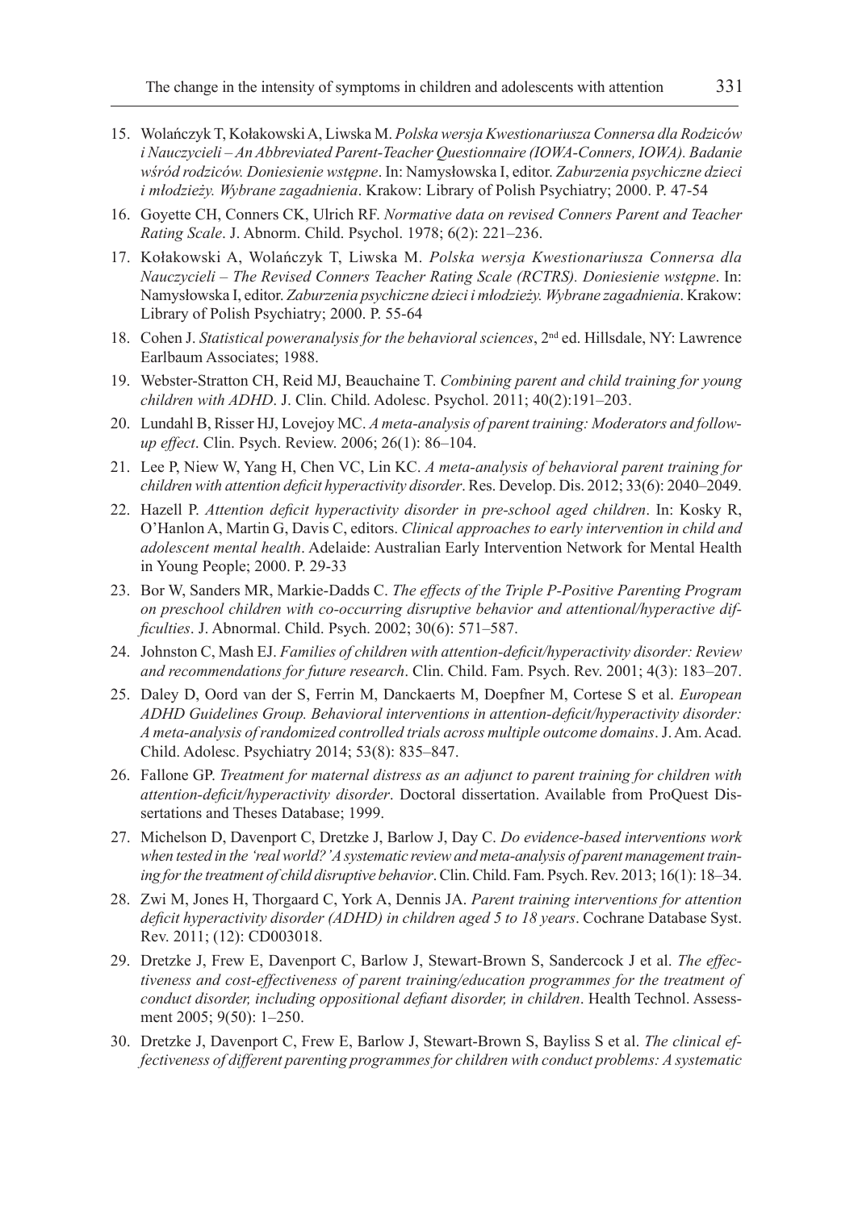15. Wolańczyk T, Kołakowski A, Liwska M. *Polska wersja Kwestionariusza Connersa dla Rodziców i Nauczycieli – An Abbreviated Parent-Teacher Questionnaire (IOWA-Conners, IOWA). Badanie wśród rodziców. Doniesienie wstępne*. In: Namysłowska I, editor. *Zaburzenia psychiczne dzieci i młodzieży. Wybrane zagadnienia*. Krakow: Library of Polish Psychiatry; 2000. P. 47-54
16. Goyette CH, Conners CK, Ulrich RF. *Normative data on revised Conners Parent and Teacher Rating Scale*. J. Abnorm. Child. Psychol. 1978; 6(2): 221–236.
17. Kołakowski A, Wolańczyk T, Liwska M. *Polska wersja Kwestionariusza Connersa dla Nauczycieli – The Revised Conners Teacher Rating Scale (RCTRS). Doniesienie wstępne*. In: Namysłowska I, editor. *Zaburzenia psychiczne dzieci i młodzieży. Wybrane zagadnienia*. Krakow: Library of Polish Psychiatry; 2000. P. 55-64
18. Cohen J. *Statistical poweranalysis for the behavioral sciences*, 2nd ed. Hillsdale, NY: Lawrence Earlbaum Associates; 1988.
19. Webster-Stratton CH, Reid MJ, Beauchaine T. *Combining parent and child training for young children with ADHD*. J. Clin. Child. Adolesc. Psychol. 2011; 40(2):191–203.
20. Lundahl B, Risser HJ, Lovejoy MC. *A meta-analysis of parent training: Moderators and follow-up effect*. Clin. Psych. Review. 2006; 26(1): 86–104.
21. Lee P, Niew W, Yang H, Chen VC, Lin KC. *A meta-analysis of behavioral parent training for children with attention deficit hyperactivity disorder*. Res. Develop. Dis. 2012; 33(6): 2040–2049.
22. Hazell P. *Attention deficit hyperactivity disorder in pre-school aged children*. In: Kosky R, O'Hanlon A, Martin G, Davis C, editors. *Clinical approaches to early intervention in child and adolescent mental health*. Adelaide: Australian Early Intervention Network for Mental Health in Young People; 2000. P. 29-33
23. Bor W, Sanders MR, Markie-Dadds C. *The effects of the Triple P-Positive Parenting Program on preschool children with co-occurring disruptive behavior and attentional/hyperactive difficulties*. J. Abnormal. Child. Psych. 2002; 30(6): 571–587.
24. Johnston C, Mash EJ. *Families of children with attention-deficit/hyperactivity disorder: Review and recommendations for future research*. Clin. Child. Fam. Psych. Rev. 2001; 4(3): 183–207.
25. Daley D, Oord van der S, Ferrin M, Danckaerts M, Doepfner M, Cortese S et al. *European ADHD Guidelines Group. Behavioral interventions in attention-deficit/hyperactivity disorder: A meta-analysis of randomized controlled trials across multiple outcome domains*. J. Am. Acad. Child. Adolesc. Psychiatry 2014; 53(8): 835–847.
26. Fallone GP. *Treatment for maternal distress as an adjunct to parent training for children with attention-deficit/hyperactivity disorder*. Doctoral dissertation. Available from ProQuest Dissertations and Theses Database; 1999.
27. Michelson D, Davenport C, Dretzke J, Barlow J, Day C. *Do evidence-based interventions work when tested in the 'real world?' A systematic review and meta-analysis of parent management training for the treatment of child disruptive behavior*. Clin. Child. Fam. Psych. Rev. 2013; 16(1): 18–34.
28. Zwi M, Jones H, Thorgaard C, York A, Dennis JA. *Parent training interventions for attention deficit hyperactivity disorder (ADHD) in children aged 5 to 18 years*. Cochrane Database Syst. Rev. 2011; (12): CD003018.
29. Dretzke J, Frew E, Davenport C, Barlow J, Stewart-Brown S, Sandercock J et al. *The effectiveness and cost-effectiveness of parent training/education programmes for the treatment of conduct disorder, including oppositional defiant disorder, in children*. Health Technol. Assessment 2005; 9(50): 1–250.
30. Dretzke J, Davenport C, Frew E, Barlow J, Stewart-Brown S, Bayliss S et al. *The clinical effectiveness of different parenting programmes for children with conduct problems: A systematic*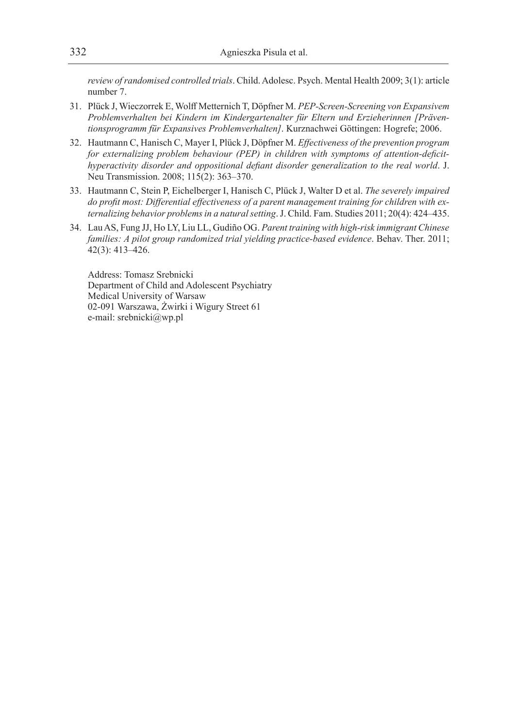*review of randomised controlled trials*. Child. Adolesc. Psych. Mental Health 2009; 3(1): article number 7.

31. Plück J, Wieczorrek E, Wolff Metternich T, Döpfner M. *PEP-Screen-Screening von Expansivem Problemverhalten bei Kindern im Kindergartenalter für Eltern und Erzieherinnen [Präventionsprogramm für Expansives Problemverhalten]*. Kurznachwei Göttingen: Hogrefe; 2006.
32. Hautmann C, Hanisch C, Mayer I, Plück J, Döpfner M. *Effectiveness of the prevention program for externalizing problem behaviour (PEP) in children with symptoms of attention-deficit-hyperactivity disorder and oppositional defiant disorder generalization to the real world*. J. Neu Transmission. 2008; 115(2): 363–370.
33. Hautmann C, Stein P, Eichelberger I, Hanisch C, Plück J, Walter D et al. *The severely impaired do profit most: Differential effectiveness of a parent management training for children with externalizing behavior problems in a natural setting*. J. Child. Fam. Studies 2011; 20(4): 424–435.
34. Lau AS, Fung JJ, Ho LY, Liu LL, Gudiño OG. *Parent training with high-risk immigrant Chinese families: A pilot group randomized trial yielding practice-based evidence*. Behav. Ther. 2011; 42(3): 413–426.

Address: Tomasz Srebnicki
Department of Child and Adolescent Psychiatry
Medical University of Warsaw
02-091 Warszawa, Żwirki i Wigury Street 61
e-mail: srebnicki@wp.pl